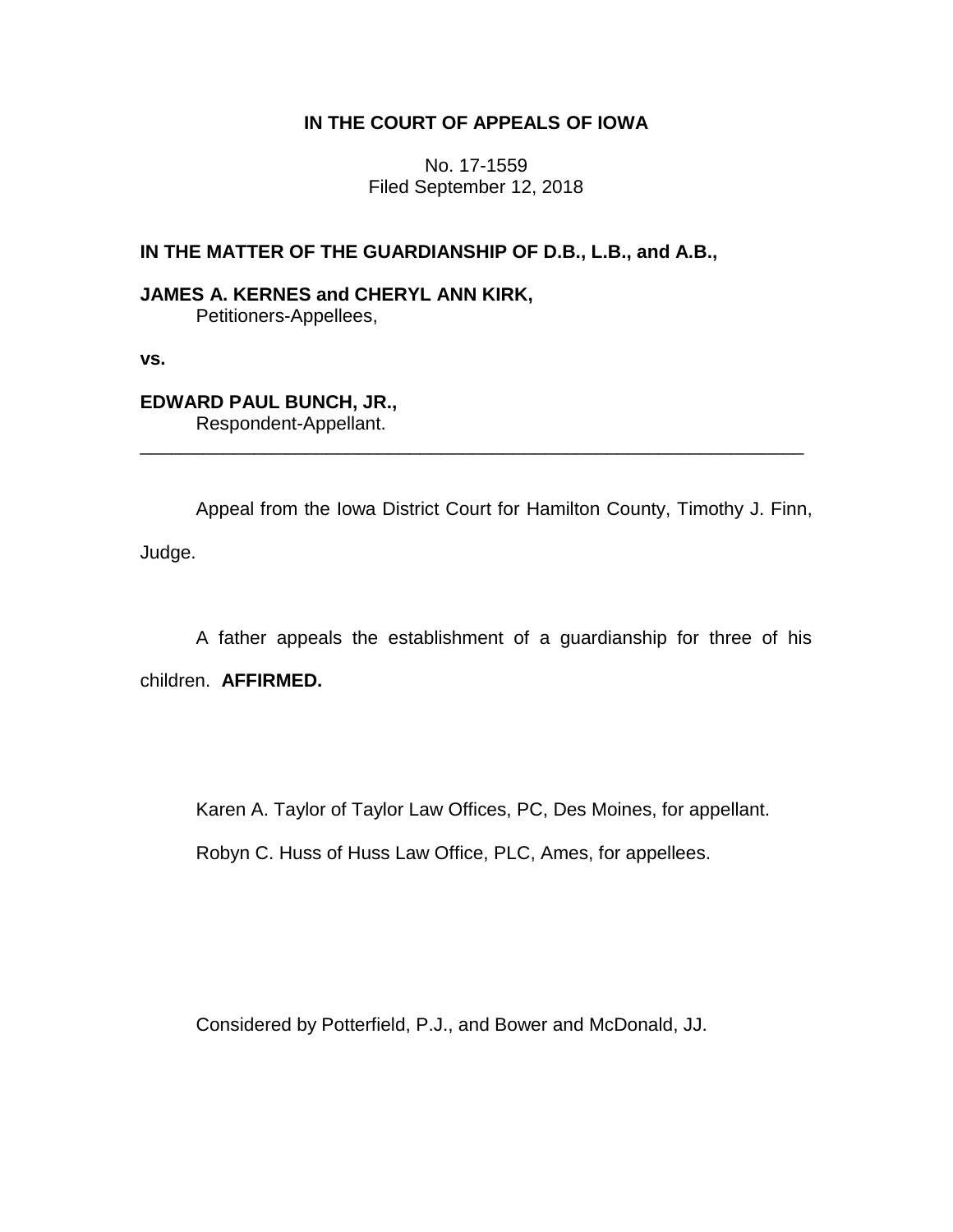**IN THE COURT OF APPEALS OF IOWA**

No. 17-1559
Filed September 12, 2018

**IN THE MATTER OF THE GUARDIANSHIP OF D.B., L.B., and A.B.,**

**JAMES A. KERNES and CHERYL ANN KIRK,**
Petitioners-Appellees,

**vs.**

**EDWARD PAUL BUNCH, JR.,**
Respondent-Appellant.

---

Appeal from the Iowa District Court for Hamilton County, Timothy J. Finn, Judge.

A father appeals the establishment of a guardianship for three of his children. **AFFIRMED.**

Karen A. Taylor of Taylor Law Offices, PC, Des Moines, for appellant.

Robyn C. Huss of Huss Law Office, PLC, Ames, for appellees.

Considered by Potterfield, P.J., and Bower and McDonald, JJ.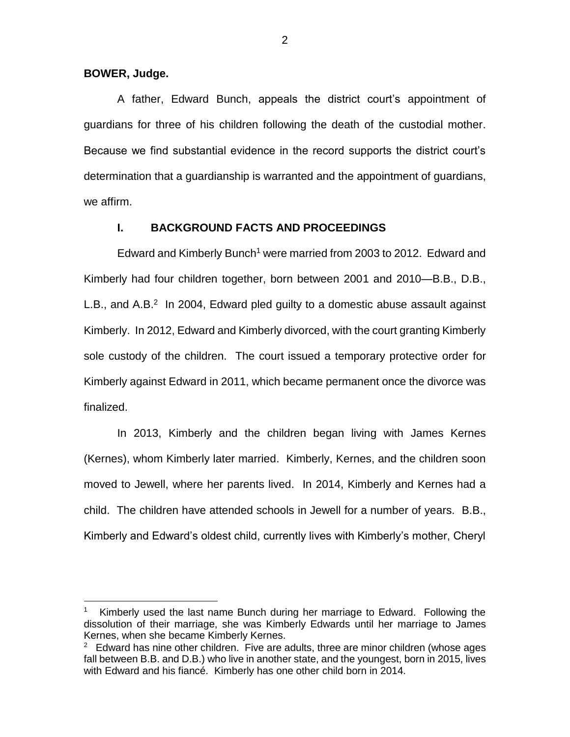**BOWER, Judge.**

A father, Edward Bunch, appeals the district court's appointment of guardians for three of his children following the death of the custodial mother. Because we find substantial evidence in the record supports the district court's determination that a guardianship is warranted and the appointment of guardians, we affirm.

## I. BACKGROUND FACTS AND PROCEEDINGS

Edward and Kimberly Bunch[1] were married from 2003 to 2012. Edward and Kimberly had four children together, born between 2001 and 2010—B.B., D.B., L.B., and A.B.[2] In 2004, Edward pled guilty to a domestic abuse assault against Kimberly. In 2012, Edward and Kimberly divorced, with the court granting Kimberly sole custody of the children. The court issued a temporary protective order for Kimberly against Edward in 2011, which became permanent once the divorce was finalized.

In 2013, Kimberly and the children began living with James Kernes (Kernes), whom Kimberly later married. Kimberly, Kernes, and the children soon moved to Jewell, where her parents lived. In 2014, Kimberly and Kernes had a child. The children have attended schools in Jewell for a number of years. B.B., Kimberly and Edward's oldest child, currently lives with Kimberly's mother, Cheryl

[1] Kimberly used the last name Bunch during her marriage to Edward. Following the dissolution of their marriage, she was Kimberly Edwards until her marriage to James Kernes, when she became Kimberly Kernes.

[2] Edward has nine other children. Five are adults, three are minor children (whose ages fall between B.B. and D.B.) who live in another state, and the youngest, born in 2015, lives with Edward and his fiancé. Kimberly has one other child born in 2014.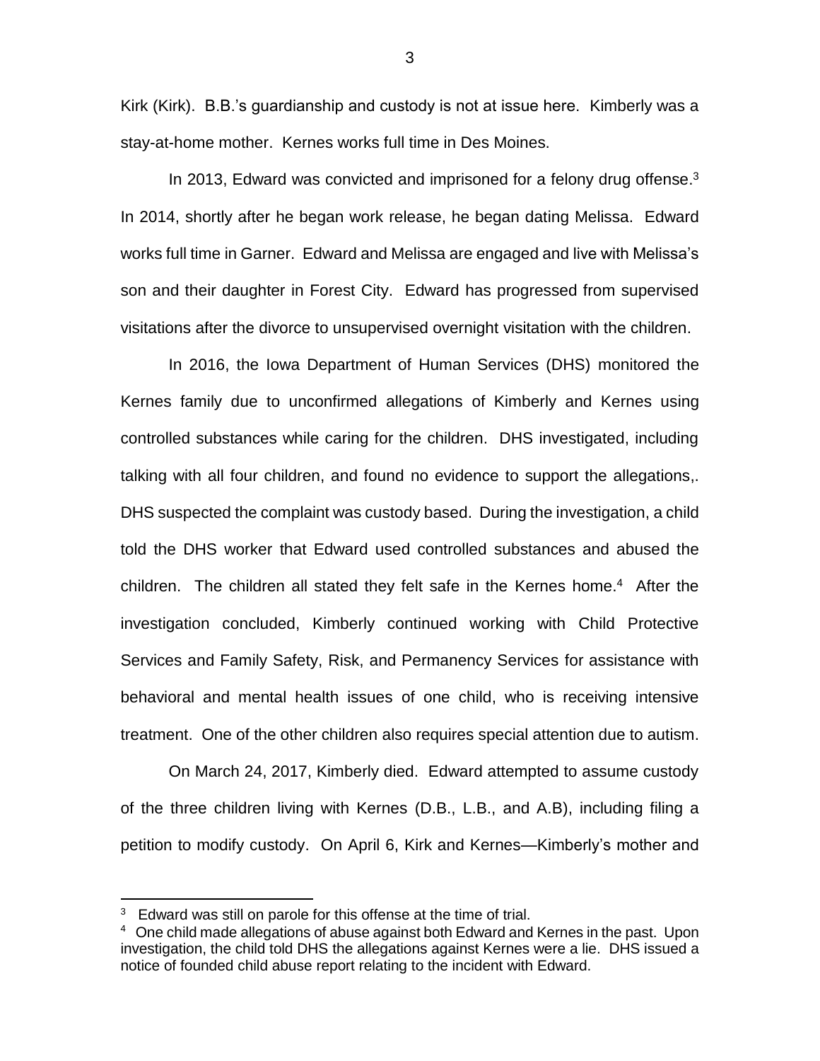Kirk (Kirk). B.B.'s guardianship and custody is not at issue here. Kimberly was a stay-at-home mother. Kernes works full time in Des Moines.

In 2013, Edward was convicted and imprisoned for a felony drug offense.[3] In 2014, shortly after he began work release, he began dating Melissa. Edward works full time in Garner. Edward and Melissa are engaged and live with Melissa's son and their daughter in Forest City. Edward has progressed from supervised visitations after the divorce to unsupervised overnight visitation with the children.

In 2016, the Iowa Department of Human Services (DHS) monitored the Kernes family due to unconfirmed allegations of Kimberly and Kernes using controlled substances while caring for the children. DHS investigated, including talking with all four children, and found no evidence to support the allegations,. DHS suspected the complaint was custody based. During the investigation, a child told the DHS worker that Edward used controlled substances and abused the children. The children all stated they felt safe in the Kernes home.[4] After the investigation concluded, Kimberly continued working with Child Protective Services and Family Safety, Risk, and Permanency Services for assistance with behavioral and mental health issues of one child, who is receiving intensive treatment. One of the other children also requires special attention due to autism.

On March 24, 2017, Kimberly died. Edward attempted to assume custody of the three children living with Kernes (D.B., L.B., and A.B), including filing a petition to modify custody. On April 6, Kirk and Kernes—Kimberly's mother and

---

[3] Edward was still on parole for this offense at the time of trial.

[4] One child made allegations of abuse against both Edward and Kernes in the past. Upon investigation, the child told DHS the allegations against Kernes were a lie. DHS issued a notice of founded child abuse report relating to the incident with Edward.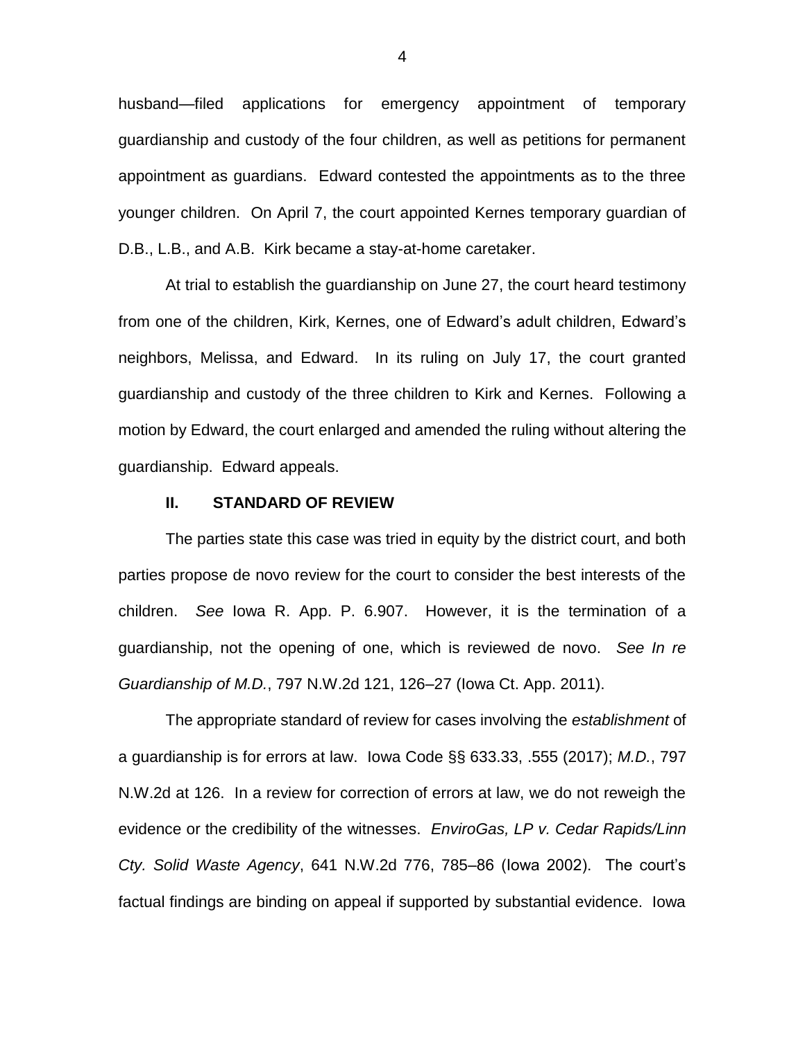husband—filed applications for emergency appointment of temporary guardianship and custody of the four children, as well as petitions for permanent appointment as guardians. Edward contested the appointments as to the three younger children. On April 7, the court appointed Kernes temporary guardian of D.B., L.B., and A.B. Kirk became a stay-at-home caretaker.

At trial to establish the guardianship on June 27, the court heard testimony from one of the children, Kirk, Kernes, one of Edward's adult children, Edward's neighbors, Melissa, and Edward. In its ruling on July 17, the court granted guardianship and custody of the three children to Kirk and Kernes. Following a motion by Edward, the court enlarged and amended the ruling without altering the guardianship. Edward appeals.

## II. STANDARD OF REVIEW

The parties state this case was tried in equity by the district court, and both parties propose de novo review for the court to consider the best interests of the children. *See* Iowa R. App. P. 6.907. However, it is the termination of a guardianship, not the opening of one, which is reviewed de novo. *See In re Guardianship of M.D.*, 797 N.W.2d 121, 126–27 (Iowa Ct. App. 2011).

The appropriate standard of review for cases involving the *establishment* of a guardianship is for errors at law. Iowa Code §§ 633.33, .555 (2017); *M.D.*, 797 N.W.2d at 126. In a review for correction of errors at law, we do not reweigh the evidence or the credibility of the witnesses. *EnviroGas, LP v. Cedar Rapids/Linn Cty. Solid Waste Agency*, 641 N.W.2d 776, 785–86 (Iowa 2002). The court's factual findings are binding on appeal if supported by substantial evidence. Iowa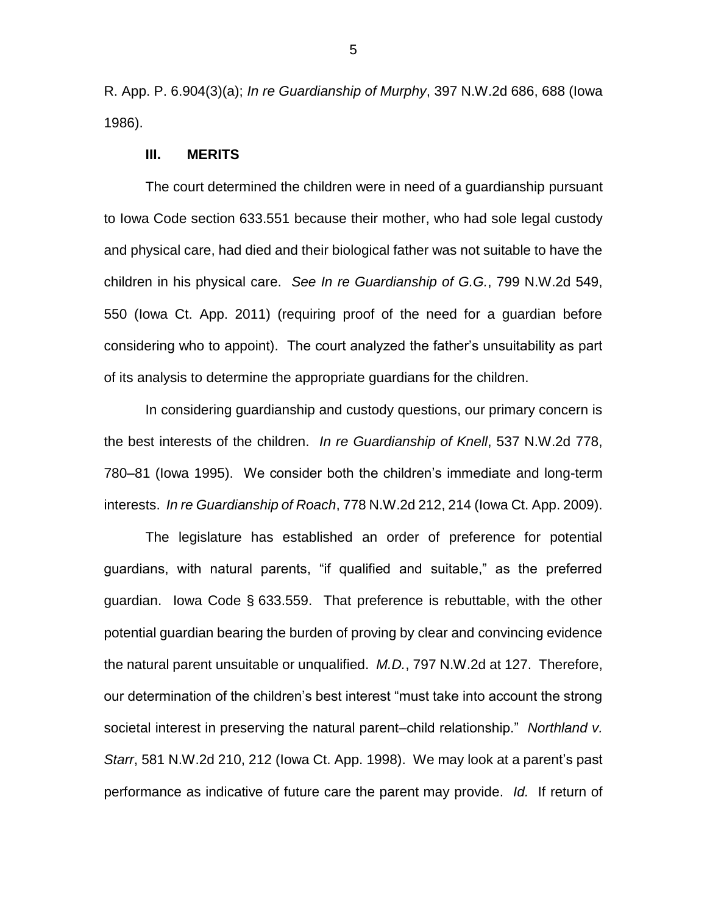R. App. P. 6.904(3)(a); *In re Guardianship of Murphy*, 397 N.W.2d 686, 688 (Iowa 1986).

### III. MERITS

The court determined the children were in need of a guardianship pursuant to Iowa Code section 633.551 because their mother, who had sole legal custody and physical care, had died and their biological father was not suitable to have the children in his physical care. *See In re Guardianship of G.G.*, 799 N.W.2d 549, 550 (Iowa Ct. App. 2011) (requiring proof of the need for a guardian before considering who to appoint). The court analyzed the father's unsuitability as part of its analysis to determine the appropriate guardians for the children.

In considering guardianship and custody questions, our primary concern is the best interests of the children. *In re Guardianship of Knell*, 537 N.W.2d 778, 780–81 (Iowa 1995). We consider both the children's immediate and long-term interests. *In re Guardianship of Roach*, 778 N.W.2d 212, 214 (Iowa Ct. App. 2009).

The legislature has established an order of preference for potential guardians, with natural parents, "if qualified and suitable," as the preferred guardian. Iowa Code § 633.559. That preference is rebuttable, with the other potential guardian bearing the burden of proving by clear and convincing evidence the natural parent unsuitable or unqualified. *M.D.*, 797 N.W.2d at 127. Therefore, our determination of the children's best interest "must take into account the strong societal interest in preserving the natural parent–child relationship." *Northland v. Starr*, 581 N.W.2d 210, 212 (Iowa Ct. App. 1998). We may look at a parent's past performance as indicative of future care the parent may provide. *Id.* If return of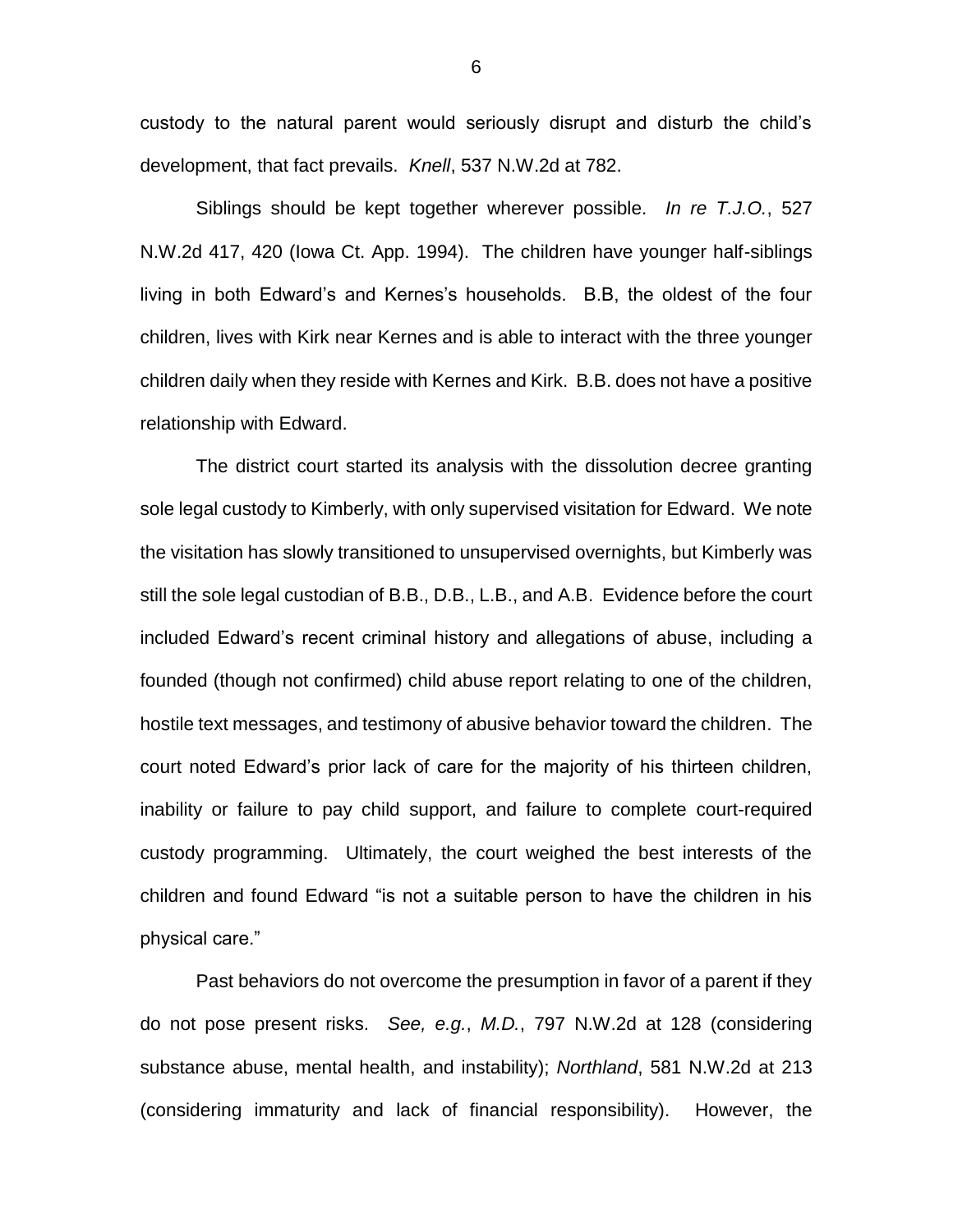custody to the natural parent would seriously disrupt and disturb the child's development, that fact prevails. *Knell*, 537 N.W.2d at 782.

Siblings should be kept together wherever possible. *In re T.J.O.*, 527 N.W.2d 417, 420 (Iowa Ct. App. 1994). The children have younger half-siblings living in both Edward's and Kernes's households. B.B, the oldest of the four children, lives with Kirk near Kernes and is able to interact with the three younger children daily when they reside with Kernes and Kirk. B.B. does not have a positive relationship with Edward.

The district court started its analysis with the dissolution decree granting sole legal custody to Kimberly, with only supervised visitation for Edward. We note the visitation has slowly transitioned to unsupervised overnights, but Kimberly was still the sole legal custodian of B.B., D.B., L.B., and A.B. Evidence before the court included Edward's recent criminal history and allegations of abuse, including a founded (though not confirmed) child abuse report relating to one of the children, hostile text messages, and testimony of abusive behavior toward the children. The court noted Edward's prior lack of care for the majority of his thirteen children, inability or failure to pay child support, and failure to complete court-required custody programming. Ultimately, the court weighed the best interests of the children and found Edward "is not a suitable person to have the children in his physical care."

Past behaviors do not overcome the presumption in favor of a parent if they do not pose present risks. *See, e.g.*, *M.D.*, 797 N.W.2d at 128 (considering substance abuse, mental health, and instability); *Northland*, 581 N.W.2d at 213 (considering immaturity and lack of financial responsibility). However, the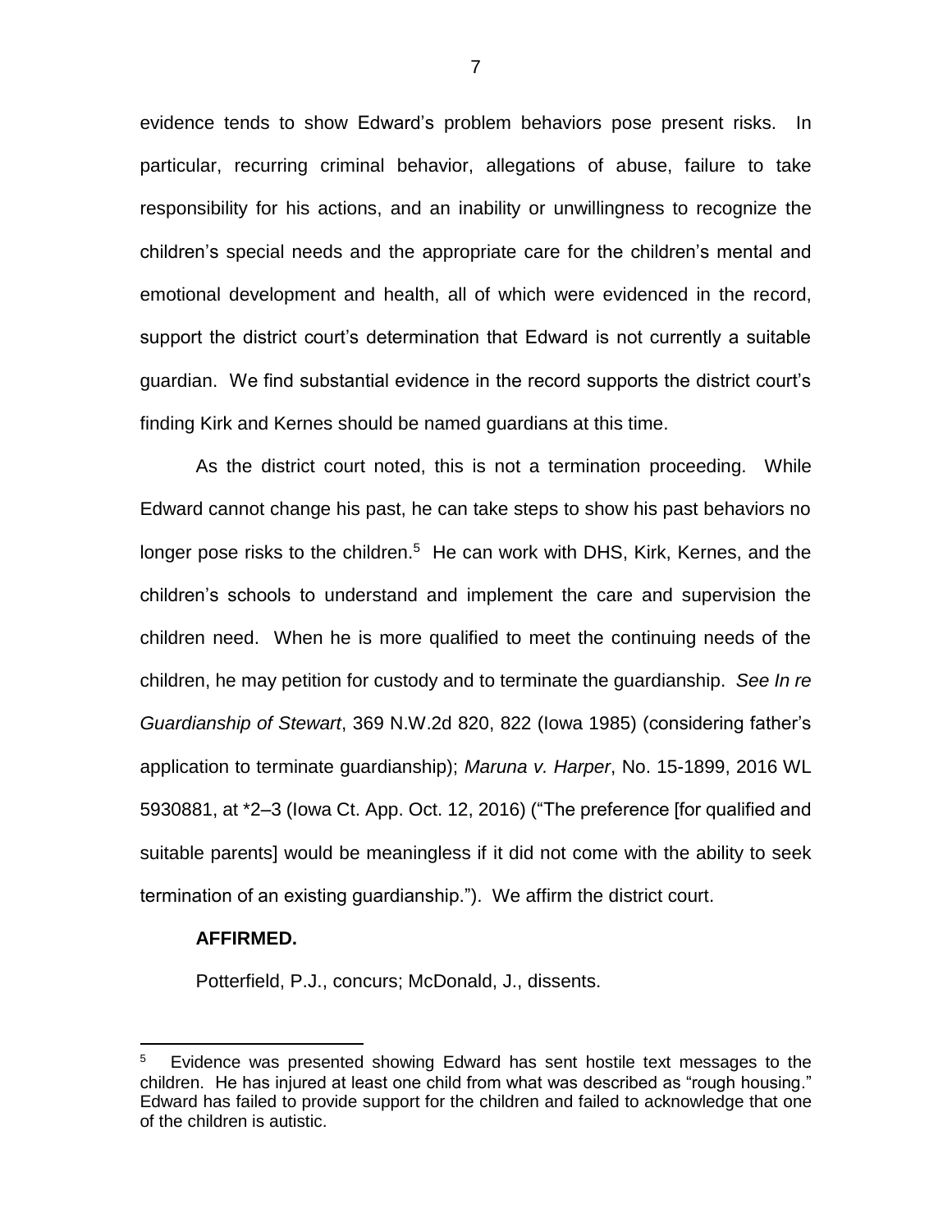evidence tends to show Edward's problem behaviors pose present risks. In particular, recurring criminal behavior, allegations of abuse, failure to take responsibility for his actions, and an inability or unwillingness to recognize the children's special needs and the appropriate care for the children's mental and emotional development and health, all of which were evidenced in the record, support the district court's determination that Edward is not currently a suitable guardian. We find substantial evidence in the record supports the district court's finding Kirk and Kernes should be named guardians at this time.

As the district court noted, this is not a termination proceeding. While Edward cannot change his past, he can take steps to show his past behaviors no longer pose risks to the children.[5] He can work with DHS, Kirk, Kernes, and the children's schools to understand and implement the care and supervision the children need. When he is more qualified to meet the continuing needs of the children, he may petition for custody and to terminate the guardianship. *See In re Guardianship of Stewart*, 369 N.W.2d 820, 822 (Iowa 1985) (considering father's application to terminate guardianship); *Maruna v. Harper*, No. 15-1899, 2016 WL 5930881, at *2–3 (Iowa Ct. App. Oct. 12, 2016) ("The preference [for qualified and suitable parents] would be meaningless if it did not come with the ability to seek termination of an existing guardianship."). We affirm the district court.

**AFFIRMED.**

Potterfield, P.J., concurs; McDonald, J., dissents.

---

[5] Evidence was presented showing Edward has sent hostile text messages to the children. He has injured at least one child from what was described as "rough housing." Edward has failed to provide support for the children and failed to acknowledge that one of the children is autistic.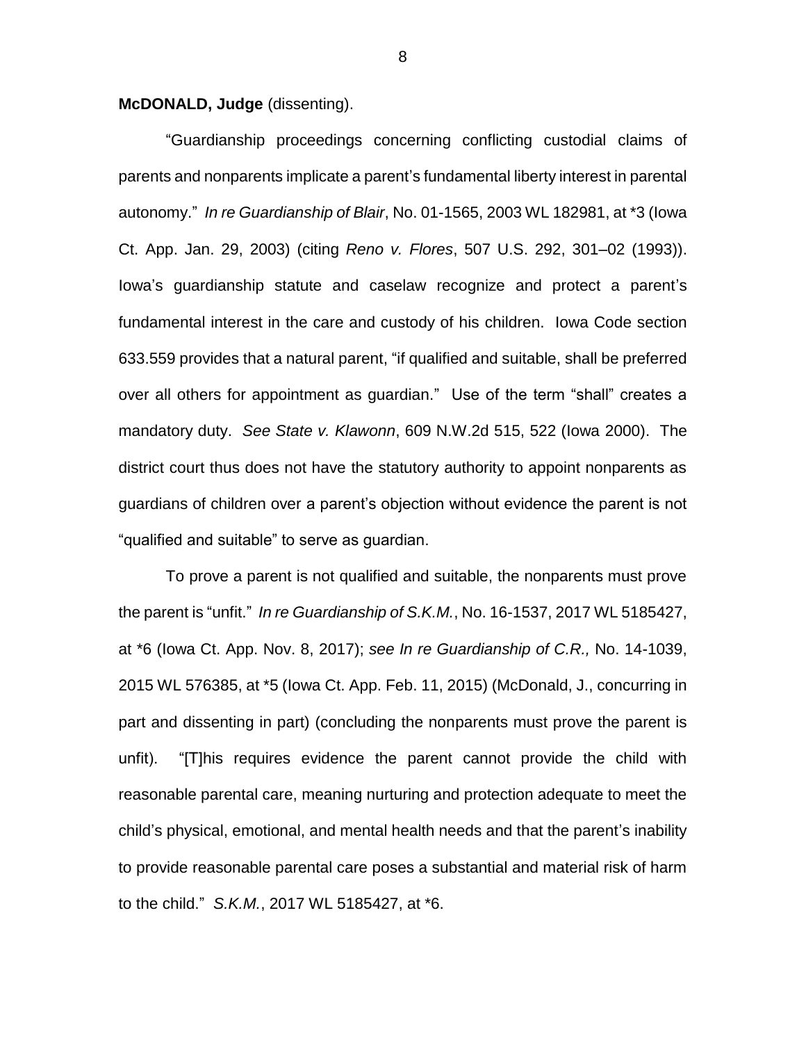**McDONALD, Judge** (dissenting).

"Guardianship proceedings concerning conflicting custodial claims of parents and nonparents implicate a parent's fundamental liberty interest in parental autonomy." *In re Guardianship of Blair*, No. 01-1565, 2003 WL 182981, at *3 (Iowa Ct. App. Jan. 29, 2003) (citing *Reno v. Flores*, 507 U.S. 292, 301–02 (1993)). Iowa's guardianship statute and caselaw recognize and protect a parent's fundamental interest in the care and custody of his children. Iowa Code section 633.559 provides that a natural parent, "if qualified and suitable, shall be preferred over all others for appointment as guardian." Use of the term "shall" creates a mandatory duty. *See State v. Klawonn*, 609 N.W.2d 515, 522 (Iowa 2000). The district court thus does not have the statutory authority to appoint nonparents as guardians of children over a parent's objection without evidence the parent is not "qualified and suitable" to serve as guardian.

To prove a parent is not qualified and suitable, the nonparents must prove the parent is "unfit." *In re Guardianship of S.K.M.*, No. 16-1537, 2017 WL 5185427, at *6 (Iowa Ct. App. Nov. 8, 2017); *see In re Guardianship of C.R.,* No. 14-1039, 2015 WL 576385, at *5 (Iowa Ct. App. Feb. 11, 2015) (McDonald, J., concurring in part and dissenting in part) (concluding the nonparents must prove the parent is unfit). "[T]his requires evidence the parent cannot provide the child with reasonable parental care, meaning nurturing and protection adequate to meet the child's physical, emotional, and mental health needs and that the parent's inability to provide reasonable parental care poses a substantial and material risk of harm to the child." *S.K.M.*, 2017 WL 5185427, at *6.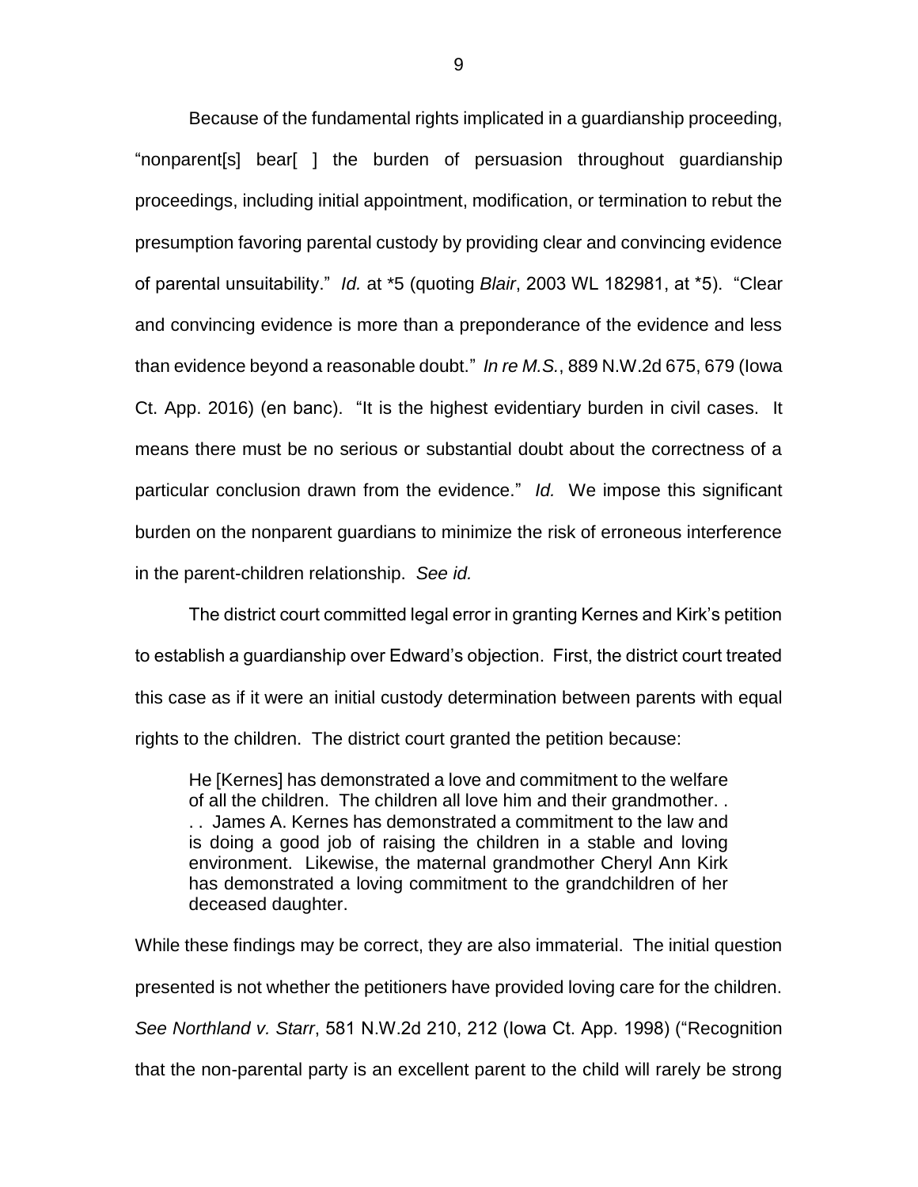Because of the fundamental rights implicated in a guardianship proceeding, "nonparent[s] bear[ ] the burden of persuasion throughout guardianship proceedings, including initial appointment, modification, or termination to rebut the presumption favoring parental custody by providing clear and convincing evidence of parental unsuitability." *Id.* at *5 (quoting *Blair*, 2003 WL 182981, at *5). "Clear and convincing evidence is more than a preponderance of the evidence and less than evidence beyond a reasonable doubt." *In re M.S.*, 889 N.W.2d 675, 679 (Iowa Ct. App. 2016) (en banc). "It is the highest evidentiary burden in civil cases. It means there must be no serious or substantial doubt about the correctness of a particular conclusion drawn from the evidence." *Id.* We impose this significant burden on the nonparent guardians to minimize the risk of erroneous interference in the parent-children relationship. *See id.*

The district court committed legal error in granting Kernes and Kirk's petition to establish a guardianship over Edward's objection. First, the district court treated this case as if it were an initial custody determination between parents with equal rights to the children. The district court granted the petition because:

> He [Kernes] has demonstrated a love and commitment to the welfare of all the children. The children all love him and their grandmother. . . . James A. Kernes has demonstrated a commitment to the law and is doing a good job of raising the children in a stable and loving environment. Likewise, the maternal grandmother Cheryl Ann Kirk has demonstrated a loving commitment to the grandchildren of her deceased daughter.

While these findings may be correct, they are also immaterial. The initial question presented is not whether the petitioners have provided loving care for the children. *See Northland v. Starr*, 581 N.W.2d 210, 212 (Iowa Ct. App. 1998) ("Recognition that the non-parental party is an excellent parent to the child will rarely be strong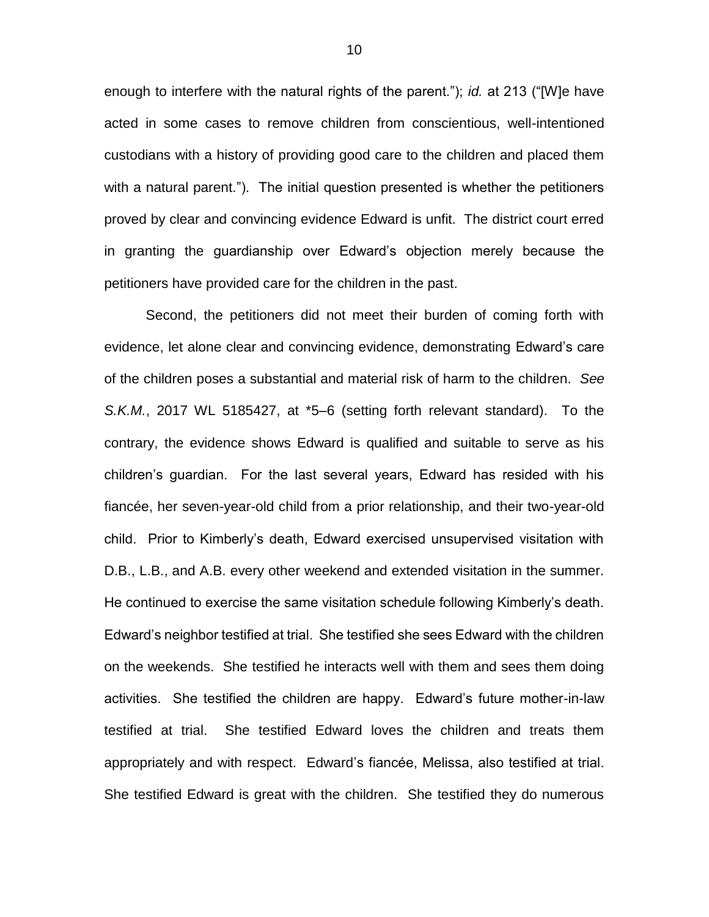enough to interfere with the natural rights of the parent."); *id.* at 213 ("[W]e have acted in some cases to remove children from conscientious, well-intentioned custodians with a history of providing good care to the children and placed them with a natural parent."). The initial question presented is whether the petitioners proved by clear and convincing evidence Edward is unfit. The district court erred in granting the guardianship over Edward's objection merely because the petitioners have provided care for the children in the past.

Second, the petitioners did not meet their burden of coming forth with evidence, let alone clear and convincing evidence, demonstrating Edward's care of the children poses a substantial and material risk of harm to the children. *See S.K.M.*, 2017 WL 5185427, at *5–6 (setting forth relevant standard). To the contrary, the evidence shows Edward is qualified and suitable to serve as his children's guardian. For the last several years, Edward has resided with his fiancée, her seven-year-old child from a prior relationship, and their two-year-old child. Prior to Kimberly's death, Edward exercised unsupervised visitation with D.B., L.B., and A.B. every other weekend and extended visitation in the summer. He continued to exercise the same visitation schedule following Kimberly's death. Edward's neighbor testified at trial. She testified she sees Edward with the children on the weekends. She testified he interacts well with them and sees them doing activities. She testified the children are happy. Edward's future mother-in-law testified at trial. She testified Edward loves the children and treats them appropriately and with respect. Edward's fiancée, Melissa, also testified at trial. She testified Edward is great with the children. She testified they do numerous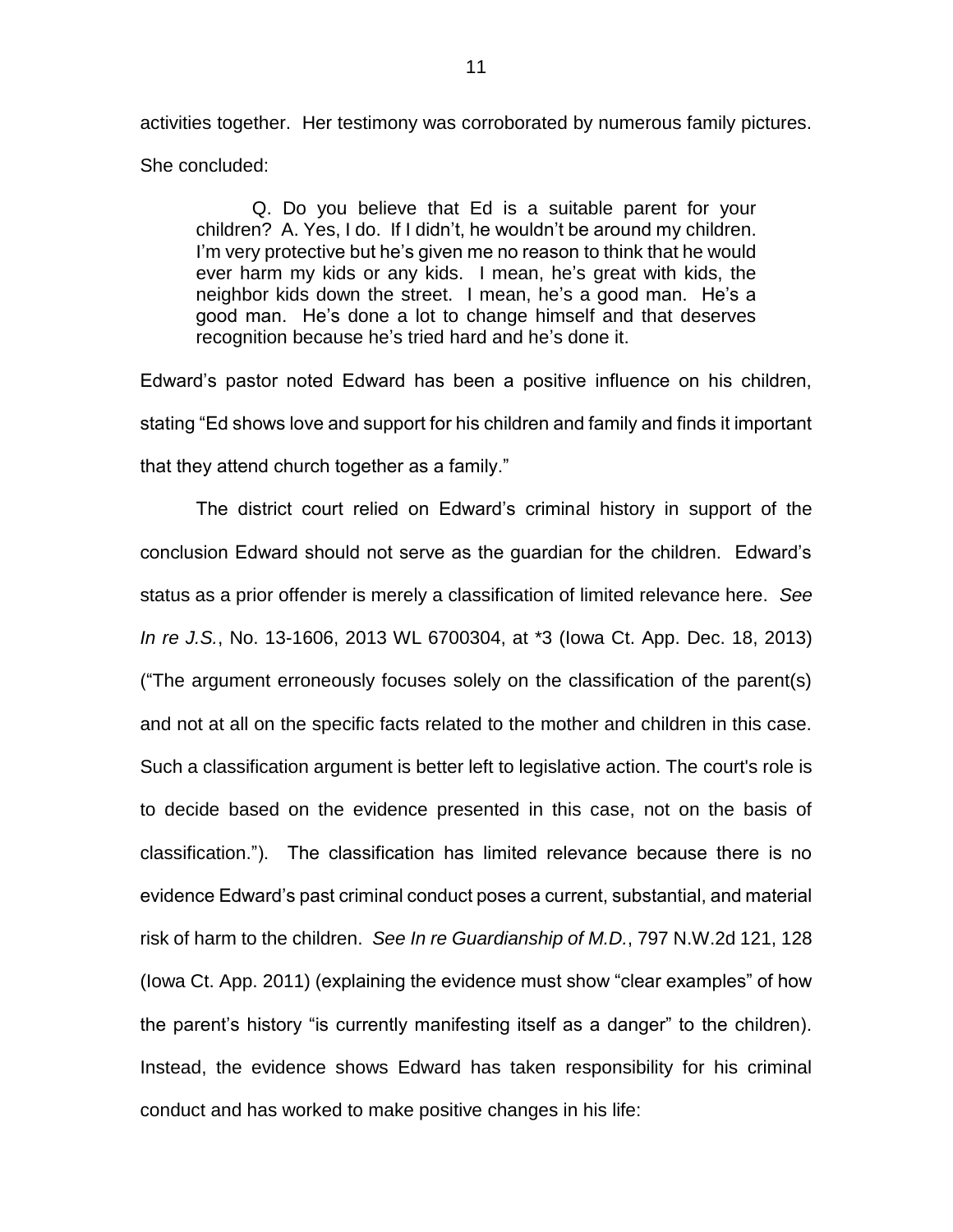activities together. Her testimony was corroborated by numerous family pictures. She concluded:

> Q. Do you believe that Ed is a suitable parent for your children? A. Yes, I do. If I didn't, he wouldn't be around my children. I'm very protective but he's given me no reason to think that he would ever harm my kids or any kids. I mean, he's great with kids, the neighbor kids down the street. I mean, he's a good man. He's a good man. He's done a lot to change himself and that deserves recognition because he's tried hard and he's done it.

Edward's pastor noted Edward has been a positive influence on his children, stating "Ed shows love and support for his children and family and finds it important that they attend church together as a family."

The district court relied on Edward's criminal history in support of the conclusion Edward should not serve as the guardian for the children. Edward's status as a prior offender is merely a classification of limited relevance here. *See In re J.S.*, No. 13-1606, 2013 WL 6700304, at *3 (Iowa Ct. App. Dec. 18, 2013) ("The argument erroneously focuses solely on the classification of the parent(s) and not at all on the specific facts related to the mother and children in this case. Such a classification argument is better left to legislative action. The court's role is to decide based on the evidence presented in this case, not on the basis of classification."). The classification has limited relevance because there is no evidence Edward's past criminal conduct poses a current, substantial, and material risk of harm to the children. *See In re Guardianship of M.D.*, 797 N.W.2d 121, 128 (Iowa Ct. App. 2011) (explaining the evidence must show "clear examples" of how the parent's history "is currently manifesting itself as a danger" to the children). Instead, the evidence shows Edward has taken responsibility for his criminal conduct and has worked to make positive changes in his life: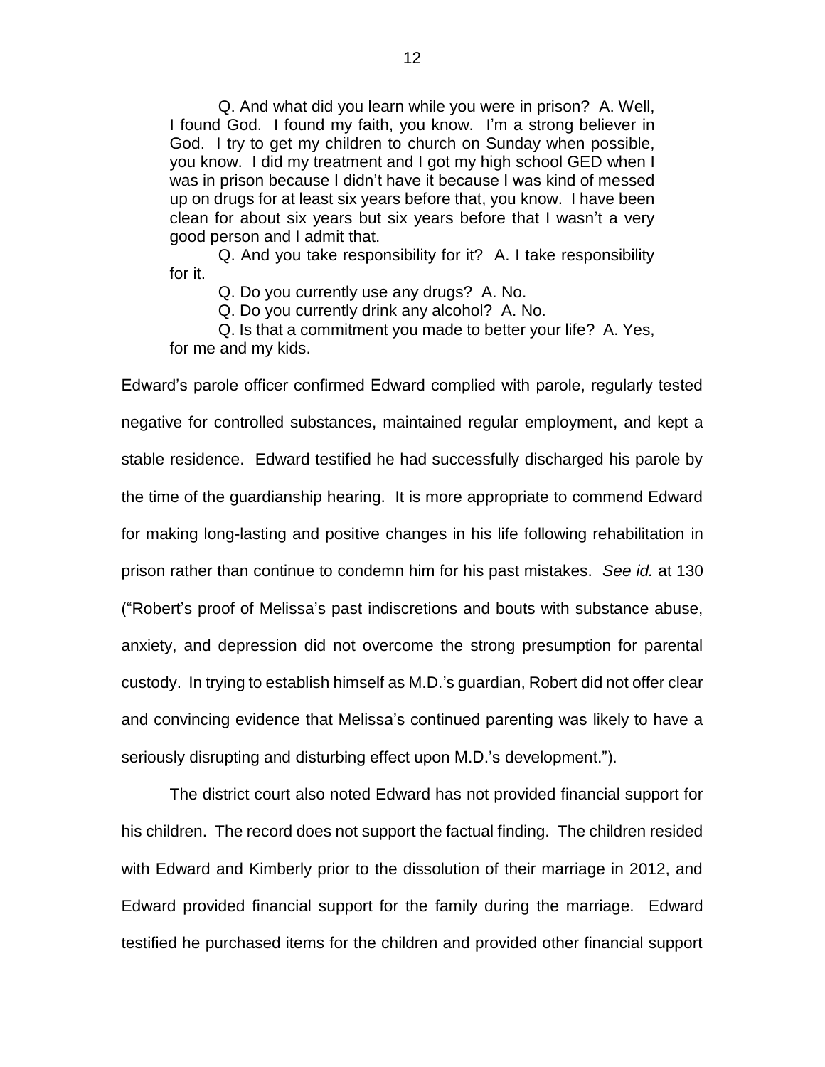Q. And what did you learn while you were in prison? A. Well, I found God. I found my faith, you know. I'm a strong believer in God. I try to get my children to church on Sunday when possible, you know. I did my treatment and I got my high school GED when I was in prison because I didn't have it because I was kind of messed up on drugs for at least six years before that, you know. I have been clean for about six years but six years before that I wasn't a very good person and I admit that.

Q. And you take responsibility for it? A. I take responsibility for it.

Q. Do you currently use any drugs? A. No.

Q. Do you currently drink any alcohol? A. No.

Q. Is that a commitment you made to better your life? A. Yes, for me and my kids.

Edward's parole officer confirmed Edward complied with parole, regularly tested negative for controlled substances, maintained regular employment, and kept a stable residence. Edward testified he had successfully discharged his parole by the time of the guardianship hearing. It is more appropriate to commend Edward for making long-lasting and positive changes in his life following rehabilitation in prison rather than continue to condemn him for his past mistakes. *See id.* at 130 ("Robert's proof of Melissa's past indiscretions and bouts with substance abuse, anxiety, and depression did not overcome the strong presumption for parental custody. In trying to establish himself as M.D.'s guardian, Robert did not offer clear and convincing evidence that Melissa's continued parenting was likely to have a seriously disrupting and disturbing effect upon M.D.'s development.").

The district court also noted Edward has not provided financial support for his children. The record does not support the factual finding. The children resided with Edward and Kimberly prior to the dissolution of their marriage in 2012, and Edward provided financial support for the family during the marriage. Edward testified he purchased items for the children and provided other financial support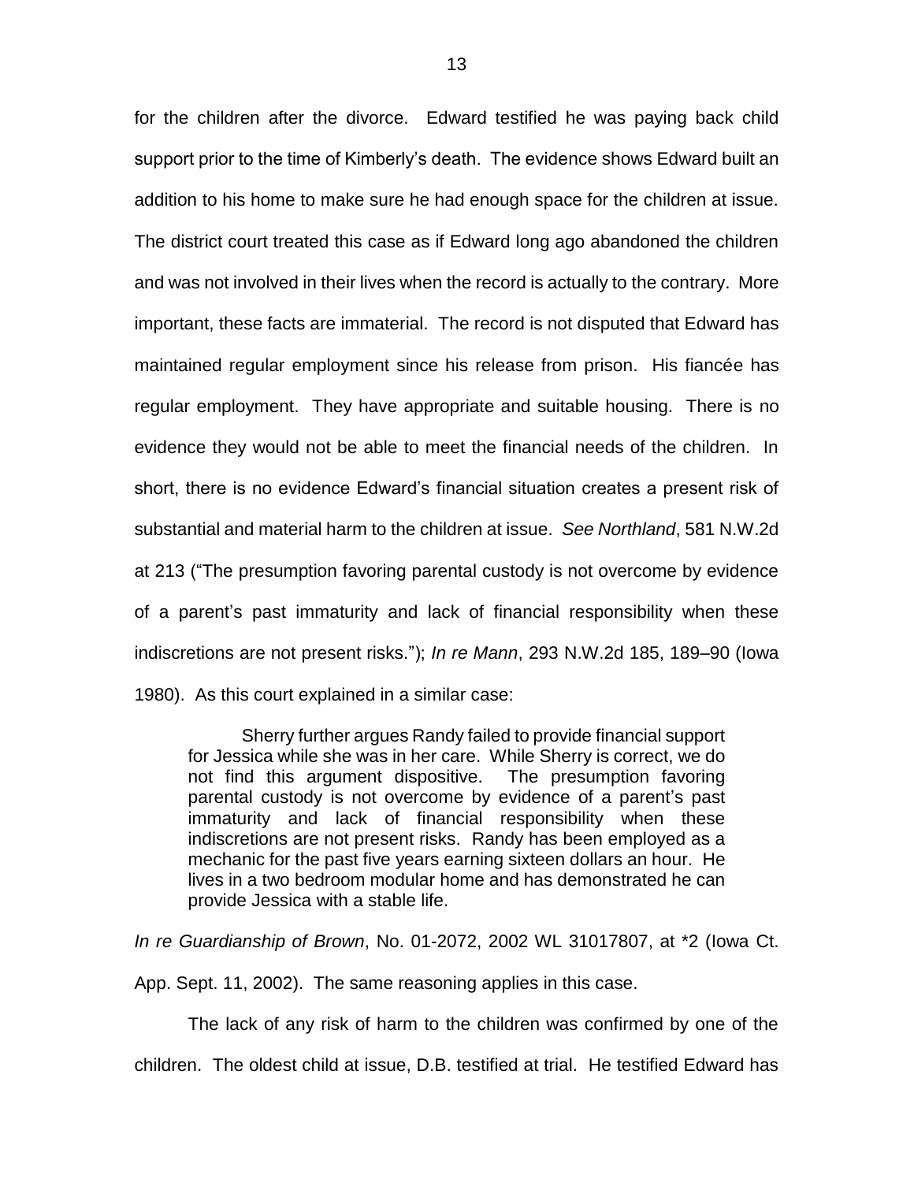for the children after the divorce. Edward testified he was paying back child support prior to the time of Kimberly's death. The evidence shows Edward built an addition to his home to make sure he had enough space for the children at issue. The district court treated this case as if Edward long ago abandoned the children and was not involved in their lives when the record is actually to the contrary. More important, these facts are immaterial. The record is not disputed that Edward has maintained regular employment since his release from prison. His fiancée has regular employment. They have appropriate and suitable housing. There is no evidence they would not be able to meet the financial needs of the children. In short, there is no evidence Edward's financial situation creates a present risk of substantial and material harm to the children at issue. *See Northland*, 581 N.W.2d at 213 ("The presumption favoring parental custody is not overcome by evidence of a parent's past immaturity and lack of financial responsibility when these indiscretions are not present risks."); *In re Mann*, 293 N.W.2d 185, 189–90 (Iowa 1980). As this court explained in a similar case:

> Sherry further argues Randy failed to provide financial support for Jessica while she was in her care. While Sherry is correct, we do not find this argument dispositive. The presumption favoring parental custody is not overcome by evidence of a parent's past immaturity and lack of financial responsibility when these indiscretions are not present risks. Randy has been employed as a mechanic for the past five years earning sixteen dollars an hour. He lives in a two bedroom modular home and has demonstrated he can provide Jessica with a stable life.

*In re Guardianship of Brown*, No. 01-2072, 2002 WL 31017807, at *2 (Iowa Ct. App. Sept. 11, 2002). The same reasoning applies in this case.

The lack of any risk of harm to the children was confirmed by one of the children. The oldest child at issue, D.B. testified at trial. He testified Edward has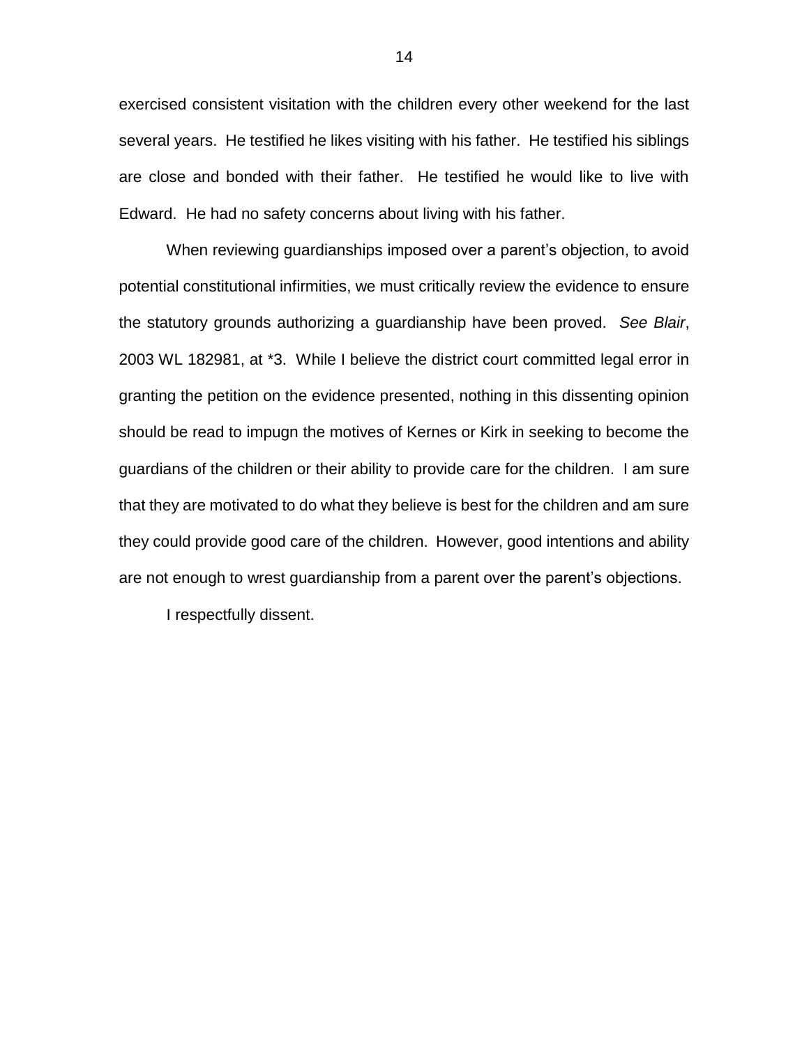exercised consistent visitation with the children every other weekend for the last several years. He testified he likes visiting with his father. He testified his siblings are close and bonded with their father. He testified he would like to live with Edward. He had no safety concerns about living with his father.

When reviewing guardianships imposed over a parent's objection, to avoid potential constitutional infirmities, we must critically review the evidence to ensure the statutory grounds authorizing a guardianship have been proved. *See Blair*, 2003 WL 182981, at *3. While I believe the district court committed legal error in granting the petition on the evidence presented, nothing in this dissenting opinion should be read to impugn the motives of Kernes or Kirk in seeking to become the guardians of the children or their ability to provide care for the children. I am sure that they are motivated to do what they believe is best for the children and am sure they could provide good care of the children. However, good intentions and ability are not enough to wrest guardianship from a parent over the parent's objections.

I respectfully dissent.